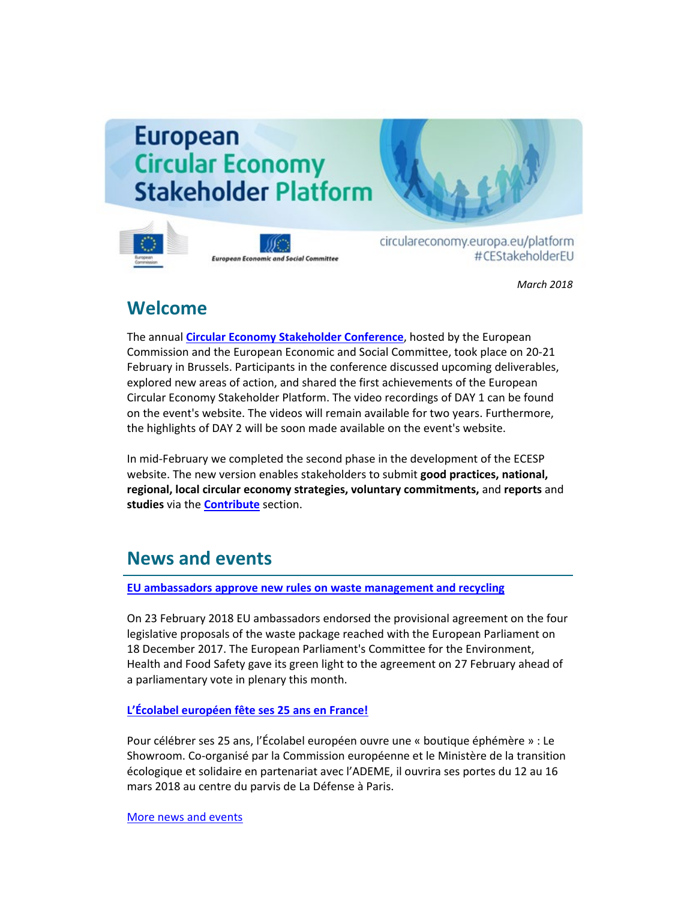# European Circular Economy Stakeholder Platform

circulareconomy.europa.eu/platform
#CEStakeholderEU

*March 2018*

## Welcome

The annual **Circular Economy Stakeholder Conference**, hosted by the European Commission and the European Economic and Social Committee, took place on 20-21 February in Brussels. Participants in the conference discussed upcoming deliverables, explored new areas of action, and shared the first achievements of the European Circular Economy Stakeholder Platform. The video recordings of DAY 1 can be found on the event's website. The videos will remain available for two years. Furthermore, the highlights of DAY 2 will be soon made available on the event's website.

In mid-February we completed the second phase in the development of the ECESP website. The new version enables stakeholders to submit **good practices, national, regional, local circular economy strategies, voluntary commitments,** and **reports** and **studies** via the **Contribute** section.

## News and events

**EU ambassadors approve new rules on waste management and recycling**

On 23 February 2018 EU ambassadors endorsed the provisional agreement on the four legislative proposals of the waste package reached with the European Parliament on 18 December 2017. The European Parliament's Committee for the Environment, Health and Food Safety gave its green light to the agreement on 27 February ahead of a parliamentary vote in plenary this month.

**L'Écolabel européen fête ses 25 ans en France!**

Pour célébrer ses 25 ans, l'Écolabel européen ouvre une « boutique éphémère » : Le Showroom. Co-organisé par la Commission européenne et le Ministère de la transition écologique et solidaire en partenariat avec l'ADEME, il ouvrira ses portes du 12 au 16 mars 2018 au centre du parvis de La Défense à Paris.

More news and events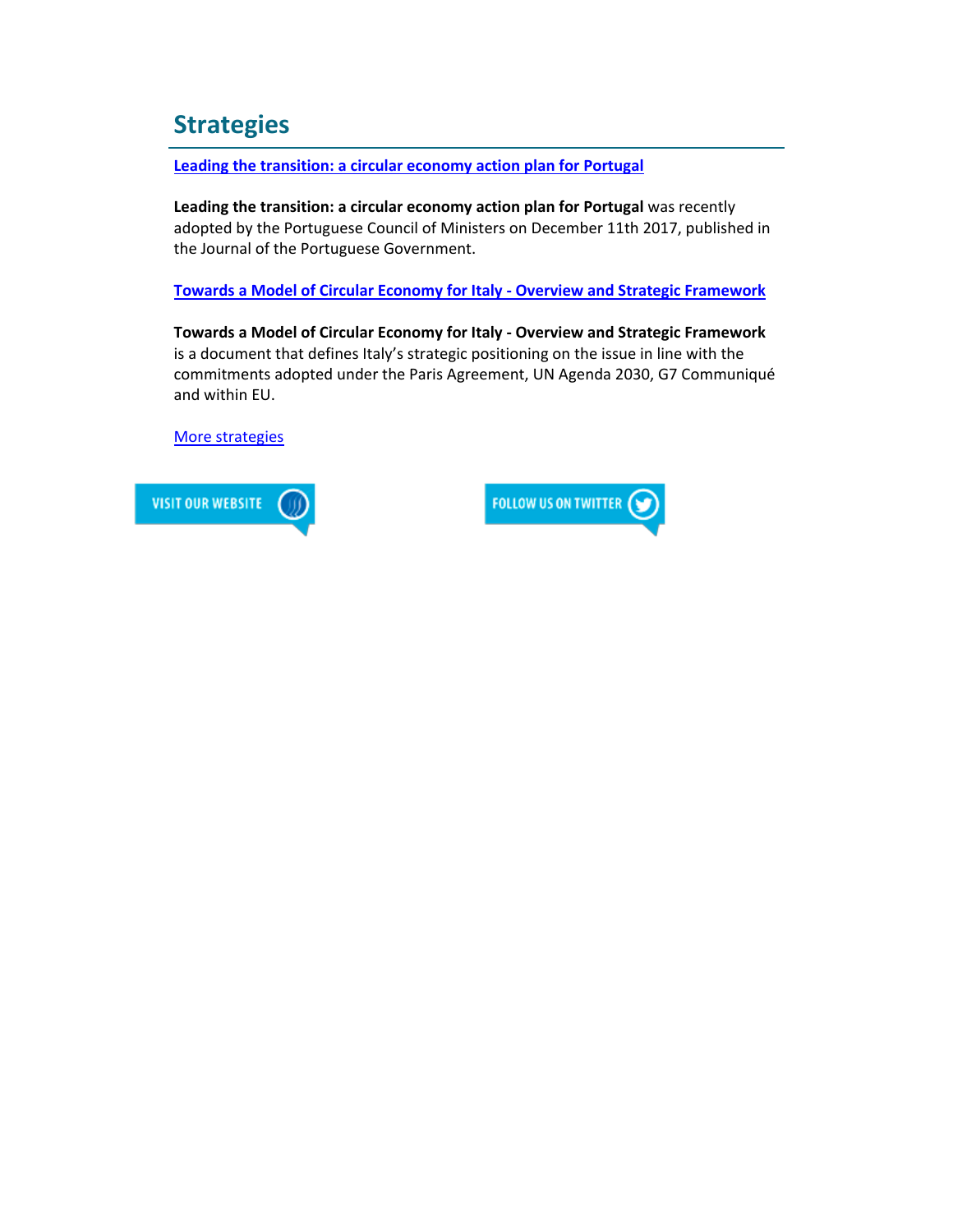## Strategies

**Leading the transition: a circular economy action plan for Portugal**

**Leading the transition: a circular economy action plan for Portugal** was recently adopted by the Portuguese Council of Ministers on December 11th 2017, published in the Journal of the Portuguese Government.

**Towards a Model of Circular Economy for Italy - Overview and Strategic Framework**

**Towards a Model of Circular Economy for Italy - Overview and Strategic Framework** is a document that defines Italy's strategic positioning on the issue in line with the commitments adopted under the Paris Agreement, UN Agenda 2030, G7 Communiqué and within EU.

More strategies

VISIT OUR WEBSITE

FOLLOW US ON TWITTER